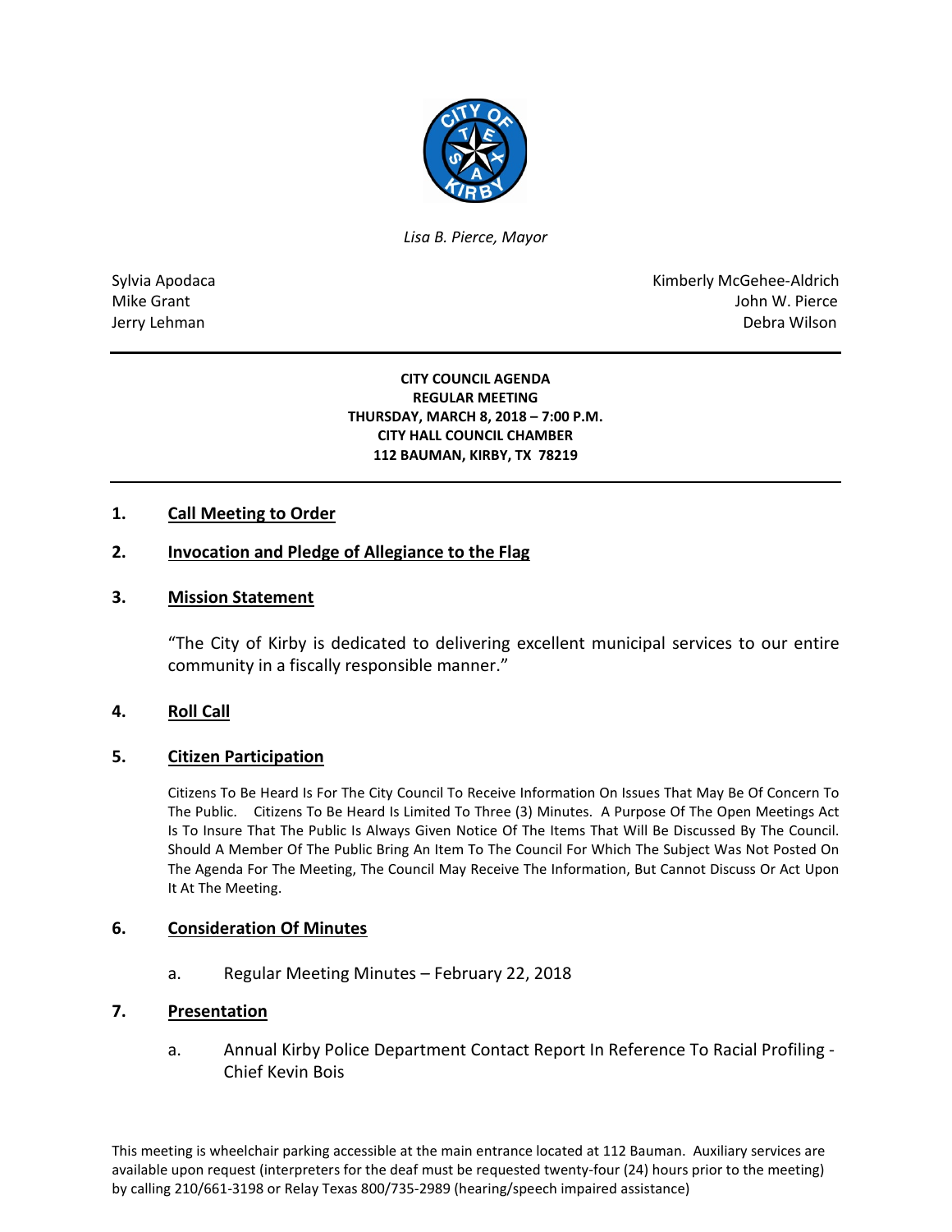*Lisa B. Pierce, Mayor*

Sylvia Apodaca
Mike Grant
Jerry Lehman

Kimberly McGehee-Aldrich
John W. Pierce
Debra Wilson

**CITY COUNCIL AGENDA**
**REGULAR MEETING**
**THURSDAY, MARCH 8, 2018 – 7:00 P.M.**
**CITY HALL COUNCIL CHAMBER**
**112 BAUMAN, KIRBY, TX 78219**

## 1. Call Meeting to Order

## 2. Invocation and Pledge of Allegiance to the Flag

## 3. Mission Statement

"The City of Kirby is dedicated to delivering excellent municipal services to our entire community in a fiscally responsible manner."

## 4. Roll Call

## 5. Citizen Participation

Citizens To Be Heard Is For The City Council To Receive Information On Issues That May Be Of Concern To The Public. Citizens To Be Heard Is Limited To Three (3) Minutes. A Purpose Of The Open Meetings Act Is To Insure That The Public Is Always Given Notice Of The Items That Will Be Discussed By The Council. Should A Member Of The Public Bring An Item To The Council For Which The Subject Was Not Posted On The Agenda For The Meeting, The Council May Receive The Information, But Cannot Discuss Or Act Upon It At The Meeting.

## 6. Consideration Of Minutes

a. Regular Meeting Minutes – February 22, 2018

## 7. Presentation

a. Annual Kirby Police Department Contact Report In Reference To Racial Profiling - Chief Kevin Bois

This meeting is wheelchair parking accessible at the main entrance located at 112 Bauman. Auxiliary services are available upon request (interpreters for the deaf must be requested twenty-four (24) hours prior to the meeting) by calling 210/661-3198 or Relay Texas 800/735-2989 (hearing/speech impaired assistance)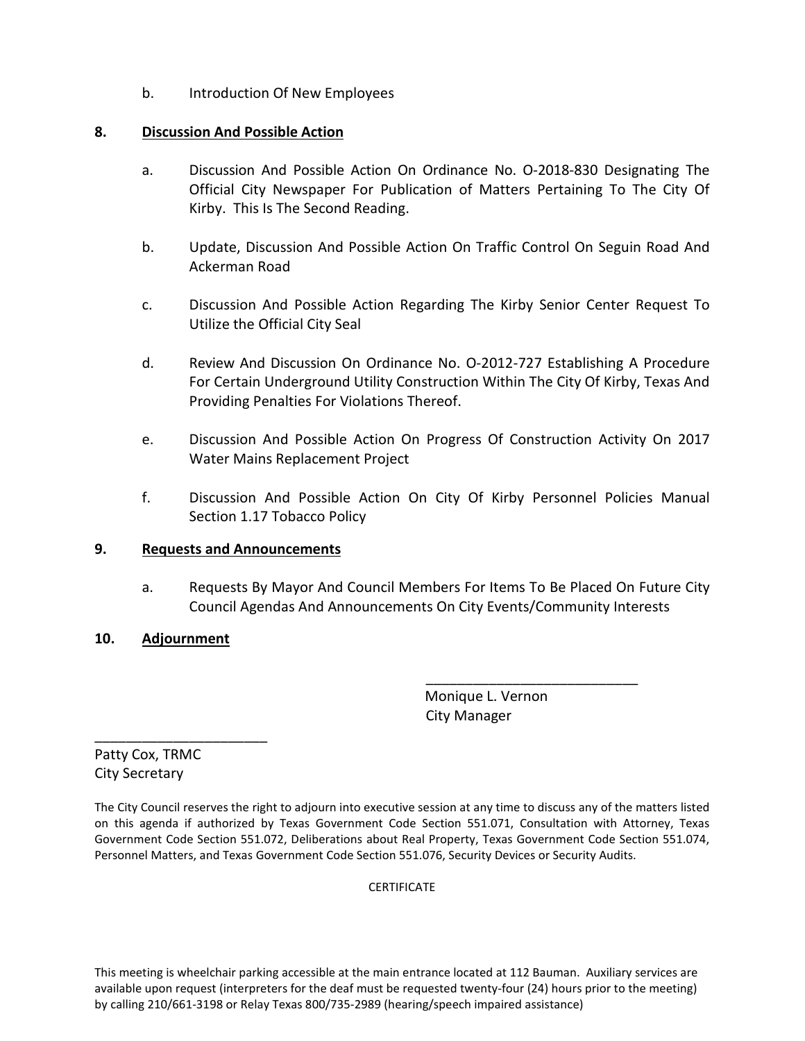b. Introduction Of New Employees

**8. Discussion And Possible Action**

a. Discussion And Possible Action On Ordinance No. O-2018-830 Designating The Official City Newspaper For Publication of Matters Pertaining To The City Of Kirby. This Is The Second Reading.

b. Update, Discussion And Possible Action On Traffic Control On Seguin Road And Ackerman Road

c. Discussion And Possible Action Regarding The Kirby Senior Center Request To Utilize the Official City Seal

d. Review And Discussion On Ordinance No. O-2012-727 Establishing A Procedure For Certain Underground Utility Construction Within The City Of Kirby, Texas And Providing Penalties For Violations Thereof.

e. Discussion And Possible Action On Progress Of Construction Activity On 2017 Water Mains Replacement Project

f. Discussion And Possible Action On City Of Kirby Personnel Policies Manual Section 1.17 Tobacco Policy

**9. Requests and Announcements**

a. Requests By Mayor And Council Members For Items To Be Placed On Future City Council Agendas And Announcements On City Events/Community Interests

**10. Adjournment**

___________________________
Monique L. Vernon
City Manager

______________________
Patty Cox, TRMC
City Secretary

The City Council reserves the right to adjourn into executive session at any time to discuss any of the matters listed on this agenda if authorized by Texas Government Code Section 551.071, Consultation with Attorney, Texas Government Code Section 551.072, Deliberations about Real Property, Texas Government Code Section 551.074, Personnel Matters, and Texas Government Code Section 551.076, Security Devices or Security Audits.

CERTIFICATE

This meeting is wheelchair parking accessible at the main entrance located at 112 Bauman. Auxiliary services are available upon request (interpreters for the deaf must be requested twenty-four (24) hours prior to the meeting) by calling 210/661-3198 or Relay Texas 800/735-2989 (hearing/speech impaired assistance)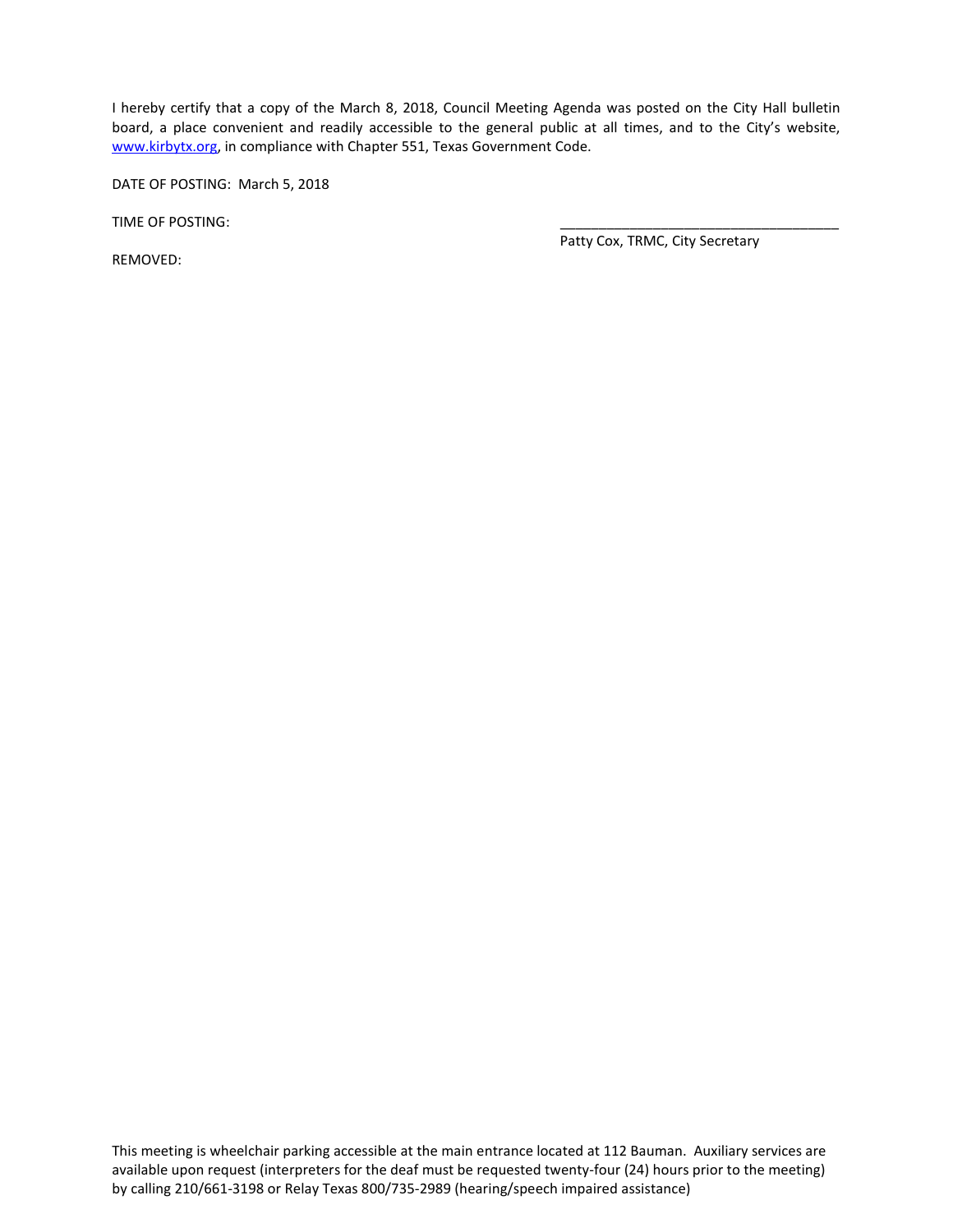I hereby certify that a copy of the March 8, 2018, Council Meeting Agenda was posted on the City Hall bulletin board, a place convenient and readily accessible to the general public at all times, and to the City's website, www.kirbytx.org, in compliance with Chapter 551, Texas Government Code.

DATE OF POSTING: March 5, 2018

TIME OF POSTING:

\_\_\_\_\_\_\_\_\_\_\_\_\_\_\_\_\_\_\_\_\_\_\_\_\_\_\_\_\_\_\_\_\_\_\_\_\_\_

Patty Cox, TRMC, City Secretary

REMOVED:

This meeting is wheelchair parking accessible at the main entrance located at 112 Bauman. Auxiliary services are available upon request (interpreters for the deaf must be requested twenty-four (24) hours prior to the meeting) by calling 210/661-3198 or Relay Texas 800/735-2989 (hearing/speech impaired assistance)